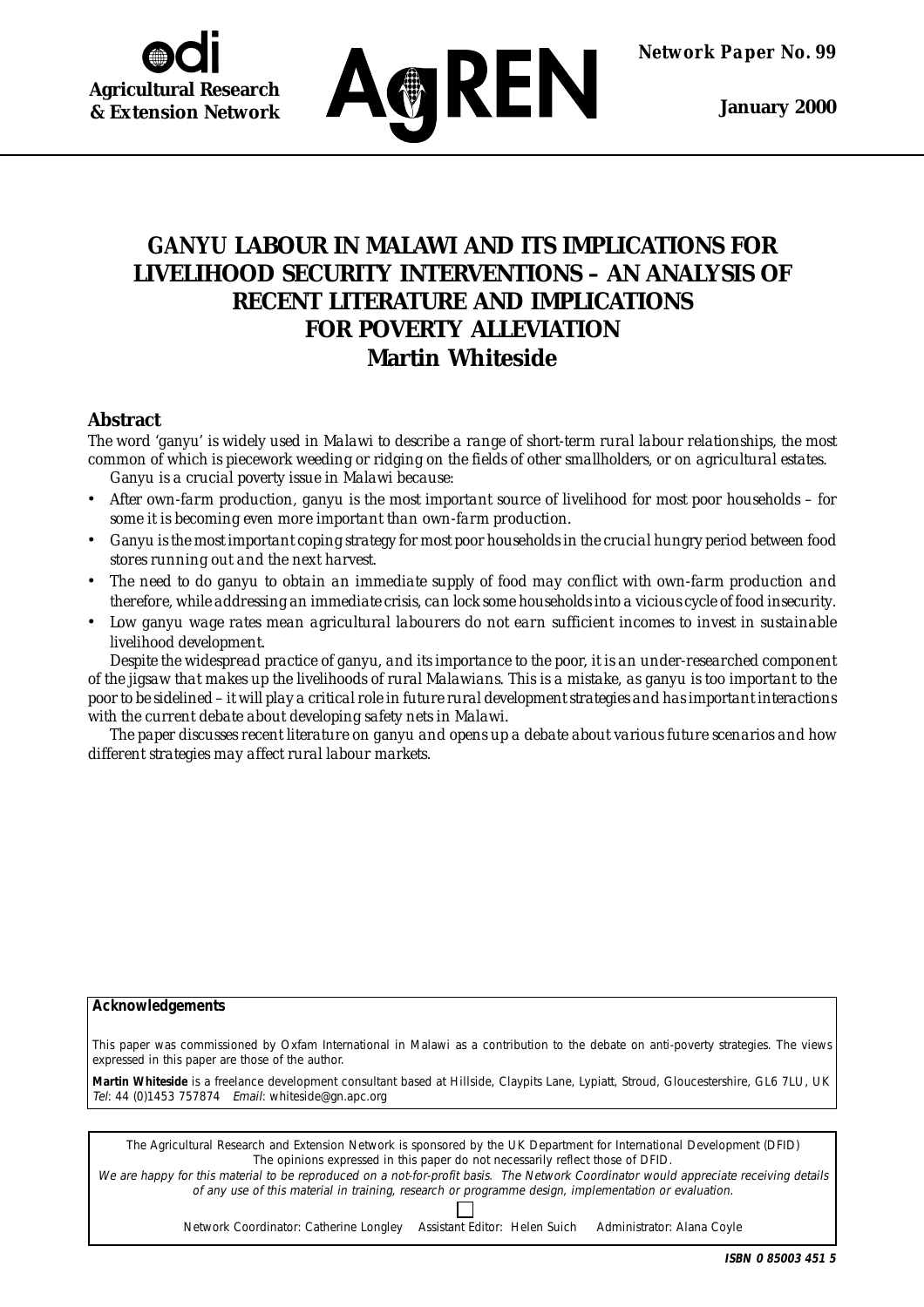odi

**Agricultural Research & Extension Network**

AgREN

**Network Paper No. 99**

**January 2000**

# GANYU LABOUR IN MALAWI AND ITS IMPLICATIONS FOR LIVELIHOOD SECURITY INTERVENTIONS – AN ANALYSIS OF RECENT LITERATURE AND IMPLICATIONS FOR POVERTY ALLEVIATION

## Martin Whiteside

### Abstract

*The word 'ganyu' is widely used in Malawi to describe a range of short-term rural labour relationships, the most common of which is piecework weeding or ridging on the fields of other smallholders, or on agricultural estates.*

*Ganyu is a crucial poverty issue in Malawi because:*

- *After own-farm production, ganyu is the most important source of livelihood for most poor households – for some it is becoming even more important than own-farm production.*
- *Ganyu is the most important coping strategy for most poor households in the crucial hungry period between food stores running out and the next harvest.*
- *The need to do ganyu to obtain an immediate supply of food may conflict with own-farm production and therefore, while addressing an immediate crisis, can lock some households into a vicious cycle of food insecurity.*
- *Low ganyu wage rates mean agricultural labourers do not earn sufficient incomes to invest in sustainable livelihood development.*

*Despite the widespread practice of ganyu, and its importance to the poor, it is an under-researched component of the jigsaw that makes up the livelihoods of rural Malawians. This is a mistake, as ganyu is too important to the poor to be sidelined – it will play a critical role in future rural development strategies and has important interactions with the current debate about developing safety nets in Malawi.*

*The paper discusses recent literature on ganyu and opens up a debate about various future scenarios and how different strategies may affect rural labour markets.*

**Acknowledgements**

This paper was commissioned by Oxfam International in Malawi as a contribution to the debate on anti-poverty strategies. The views expressed in this paper are those of the author.

**Martin Whiteside** is a freelance development consultant based at Hillside, Claypits Lane, Lypiatt, Stroud, Gloucestershire, GL6 7LU, UK *Tel*: 44 (0)1453 757874 *Email*: whiteside@gn.apc.org

The Agricultural Research and Extension Network is sponsored by the UK Department for International Development (DFID)
The opinions expressed in this paper do not necessarily reflect those of DFID.
*We are happy for this material to be reproduced on a not-for-profit basis. The Network Coordinator would appreciate receiving details of any use of this material in training, research or programme design, implementation or evaluation.*

Network Coordinator: Catherine Longley Assistant Editor: Helen Suich Administrator: Alana Coyle

***ISBN 0 85003 451 5***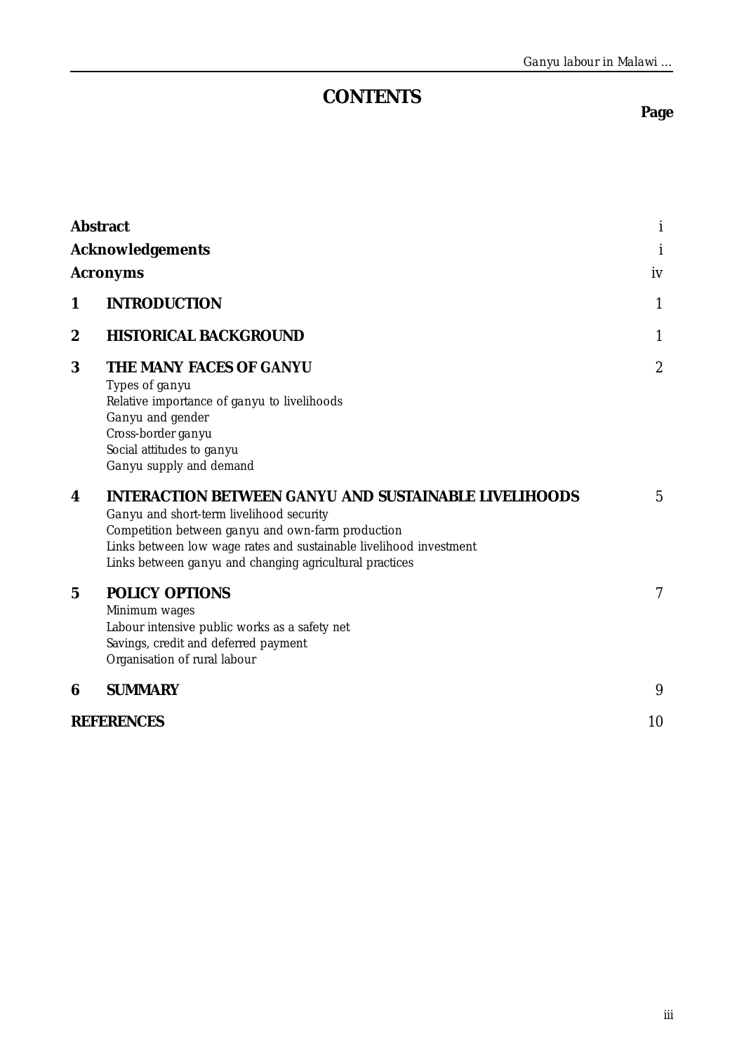# CONTENTS

| | | Page |
|---|---|---|
| **Abstract** | | i |
| **Acknowledgements** | | i |
| **Acronyms** | | iv |
| **1** | **INTRODUCTION** | 1 |
| **2** | **HISTORICAL BACKGROUND** | 1 |
| **3** | **THE MANY FACES OF GANYU**<br>Types of *ganyu*<br>Relative importance of *ganyu* to livelihoods<br>*Ganyu* and gender<br>Cross-border *ganyu*<br>Social attitudes to *ganyu*<br>*Ganyu* supply and demand | 2 |
| **4** | **INTERACTION BETWEEN GANYU AND SUSTAINABLE LIVELIHOODS**<br>*Ganyu* and short-term livelihood security<br>Competition between *ganyu* and own-farm production<br>Links between low wage rates and sustainable livelihood investment<br>Links between *ganyu* and changing agricultural practices | 5 |
| **5** | **POLICY OPTIONS**<br>Minimum wages<br>Labour intensive public works as a safety net<br>Savings, credit and deferred payment<br>Organisation of rural labour | 7 |
| **6** | **SUMMARY** | 9 |
| **REFERENCES** | | 10 |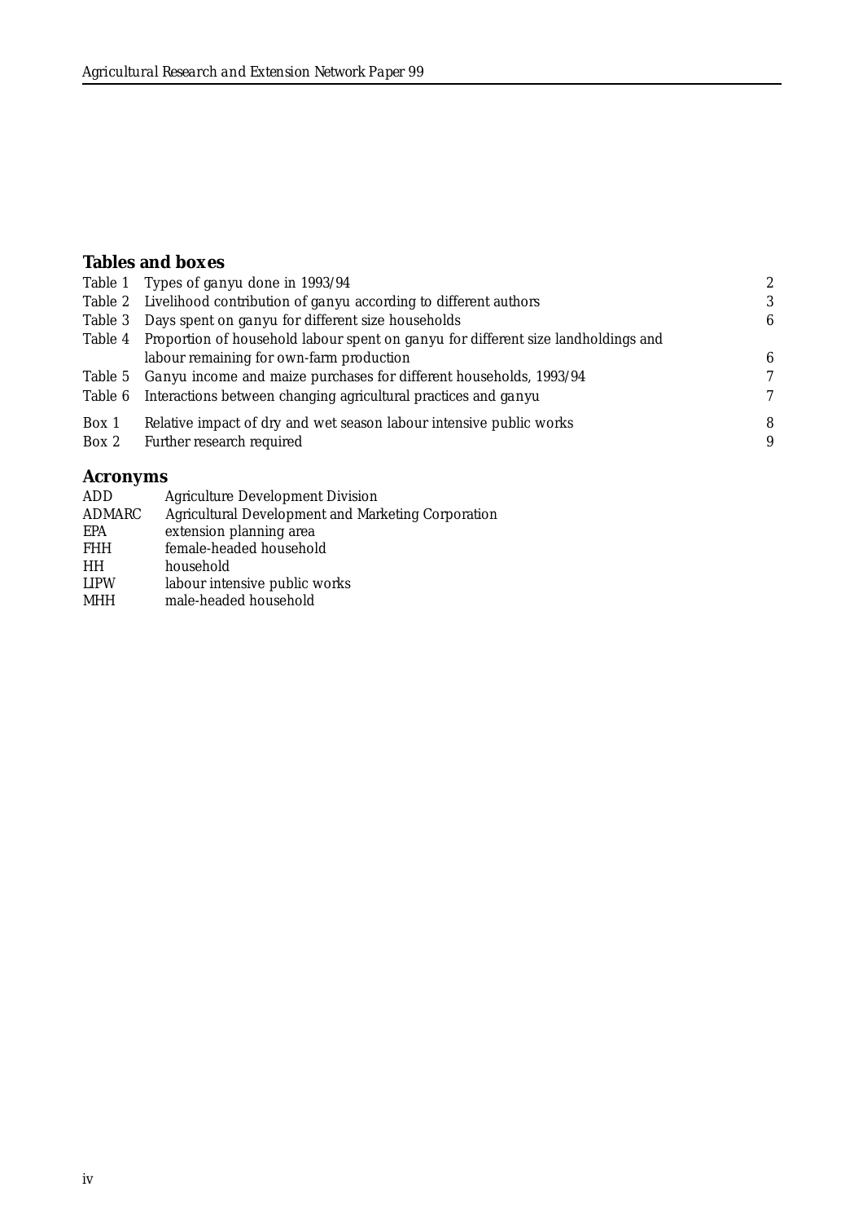## Tables and boxes

| | | |
|---|---|---|
| Table 1 | Types of *ganyu* done in 1993/94 | 2 |
| Table 2 | Livelihood contribution of *ganyu* according to different authors | 3 |
| Table 3 | Days spent on *ganyu* for different size households | 6 |
| Table 4 | Proportion of household labour spent on *ganyu* for different size landholdings and labour remaining for own-farm production | 6 |
| Table 5 | *Ganyu* income and maize purchases for different households, 1993/94 | 7 |
| Table 6 | Interactions between changing agricultural practices and *ganyu* | 7 |
| Box 1 | Relative impact of dry and wet season labour intensive public works | 8 |
| Box 2 | Further research required | 9 |

## Acronyms

| | |
|---|---|
| ADD | Agriculture Development Division |
| ADMARC | Agricultural Development and Marketing Corporation |
| EPA | extension planning area |
| FHH | female-headed household |
| HH | household |
| LIPW | labour intensive public works |
| MHH | male-headed household |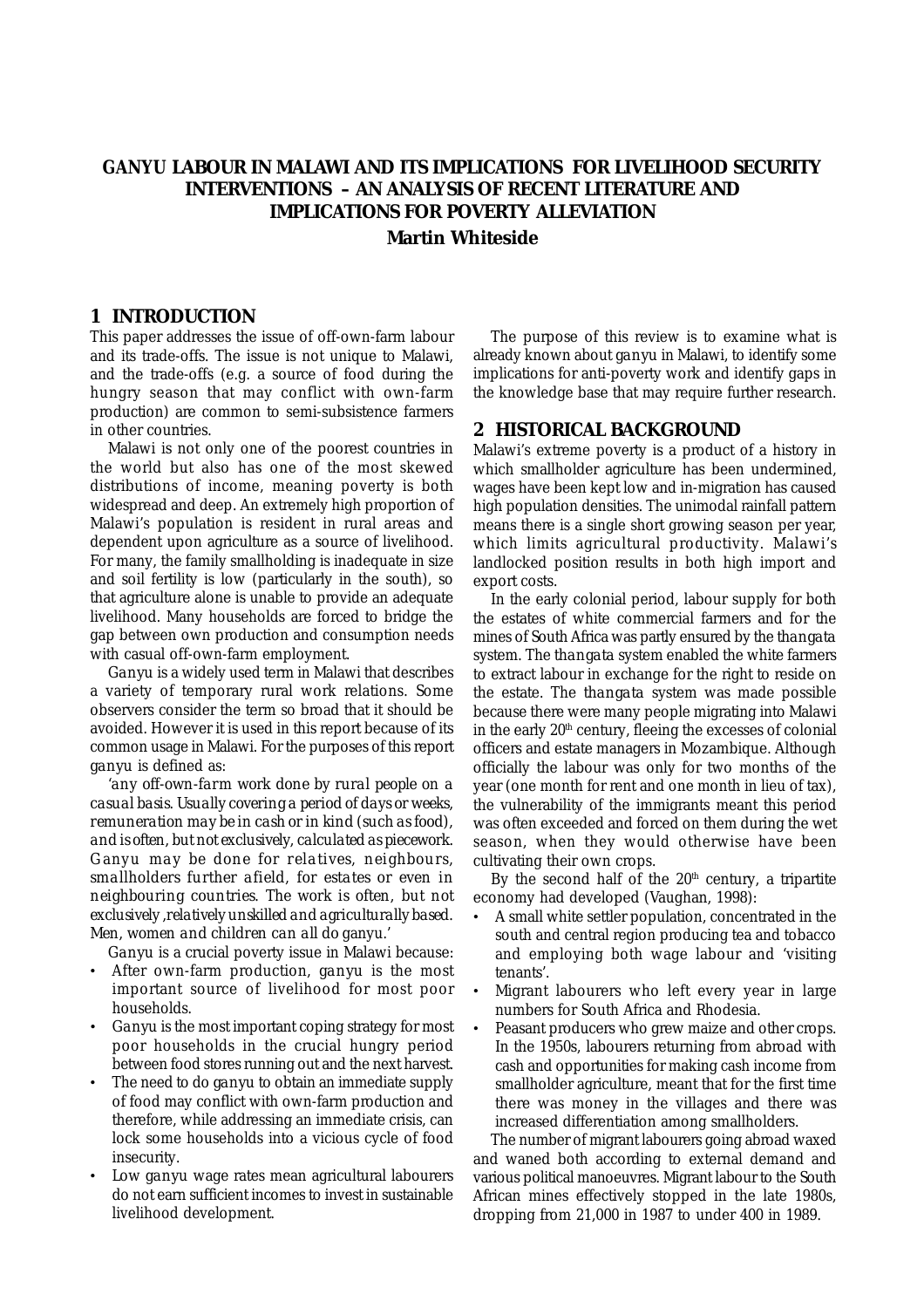# GANYU LABOUR IN MALAWI AND ITS IMPLICATIONS FOR LIVELIHOOD SECURITY INTERVENTIONS – AN ANALYSIS OF RECENT LITERATURE AND IMPLICATIONS FOR POVERTY ALLEVIATION

**Martin Whiteside**

## 1 INTRODUCTION

This paper addresses the issue of off-own-farm labour and its trade-offs. The issue is not unique to Malawi, and the trade-offs (e.g. a source of food during the hungry season that may conflict with own-farm production) are common to semi-subsistence farmers in other countries.

Malawi is not only one of the poorest countries in the world but also has one of the most skewed distributions of income, meaning poverty is both widespread and deep. An extremely high proportion of Malawi's population is resident in rural areas and dependent upon agriculture as a source of livelihood. For many, the family smallholding is inadequate in size and soil fertility is low (particularly in the south), so that agriculture alone is unable to provide an adequate livelihood. Many households are forced to bridge the gap between own production and consumption needs with casual off-own-farm employment.

*Ganyu* is a widely used term in Malawi that describes a variety of temporary rural work relations. Some observers consider the term so broad that it should be avoided. However it is used in this report because of its common usage in Malawi. For the purposes of this report *ganyu* is defined as:

*'any off-own-farm work done by rural people on a casual basis. Usually covering a period of days or weeks, remuneration may be in cash or in kind (such as food), and is often, but not exclusively, calculated as piecework. Ganyu may be done for relatives, neighbours, smallholders further afield, for estates or even in neighbouring countries. The work is often, but not exclusively ,relatively unskilled and agriculturally based. Men, women and children can all do ganyu.'*

*Ganyu* is a crucial poverty issue in Malawi because:

- After own-farm production, *ganyu* is the most important source of livelihood for most poor households.
- *Ganyu* is the most important coping strategy for most poor households in the crucial hungry period between food stores running out and the next harvest.
- The need to do *ganyu* to obtain an immediate supply of food may conflict with own-farm production and therefore, while addressing an immediate crisis, can lock some households into a vicious cycle of food insecurity.
- Low *ganyu* wage rates mean agricultural labourers do not earn sufficient incomes to invest in sustainable livelihood development.

The purpose of this review is to examine what is already known about *ganyu* in Malawi, to identify some implications for anti-poverty work and identify gaps in the knowledge base that may require further research.

## 2 HISTORICAL BACKGROUND

Malawi's extreme poverty is a product of a history in which smallholder agriculture has been undermined, wages have been kept low and in-migration has caused high population densities. The unimodal rainfall pattern means there is a single short growing season per year, which limits agricultural productivity. Malawi's landlocked position results in both high import and export costs.

In the early colonial period, labour supply for both the estates of white commercial farmers and for the mines of South Africa was partly ensured by the *thangata* system. The *thangata* system enabled the white farmers to extract labour in exchange for the right to reside on the estate. The *thangata* system was made possible because there were many people migrating into Malawi in the early 20th century, fleeing the excesses of colonial officers and estate managers in Mozambique. Although officially the labour was only for two months of the year (one month for rent and one month in lieu of tax), the vulnerability of the immigrants meant this period was often exceeded and forced on them during the wet season, when they would otherwise have been cultivating their own crops.

By the second half of the 20th century, a tripartite economy had developed (Vaughan, 1998):

- A small white settler population, concentrated in the south and central region producing tea and tobacco and employing both wage labour and 'visiting tenants'.
- Migrant labourers who left every year in large numbers for South Africa and Rhodesia.
- Peasant producers who grew maize and other crops. In the 1950s, labourers returning from abroad with cash and opportunities for making cash income from smallholder agriculture, meant that for the first time there was money in the villages and there was increased differentiation among smallholders.

The number of migrant labourers going abroad waxed and waned both according to external demand and various political manoeuvres. Migrant labour to the South African mines effectively stopped in the late 1980s, dropping from 21,000 in 1987 to under 400 in 1989.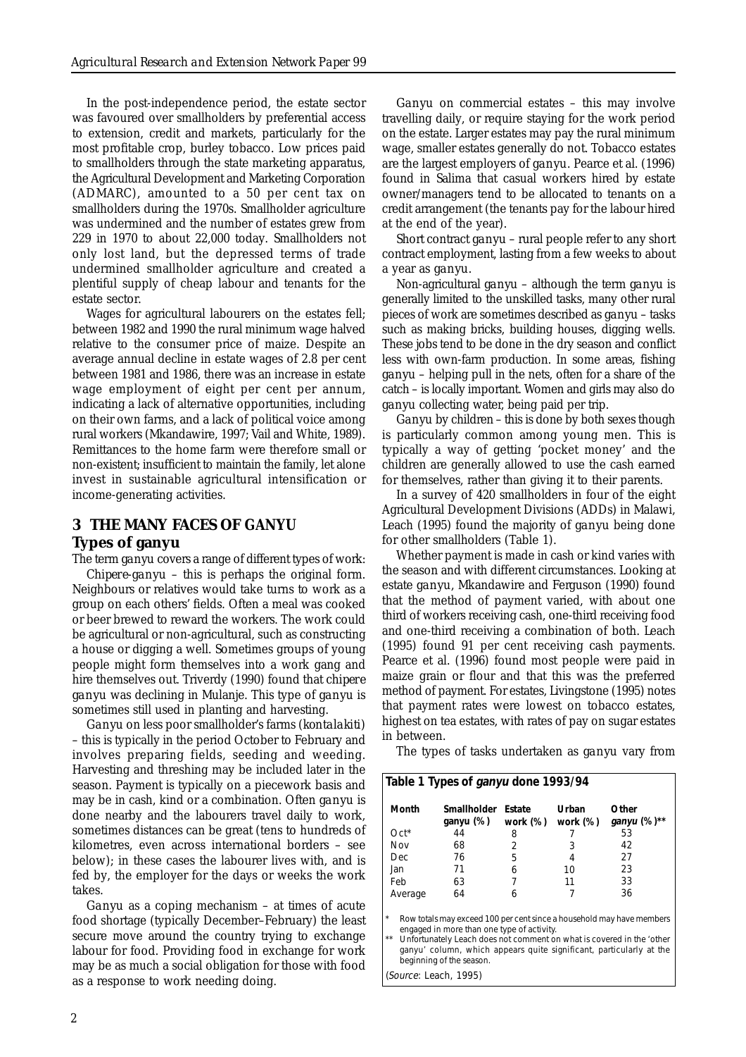In the post-independence period, the estate sector was favoured over smallholders by preferential access to extension, credit and markets, particularly for the most profitable crop, burley tobacco. Low prices paid to smallholders through the state marketing apparatus, the Agricultural Development and Marketing Corporation (ADMARC), amounted to a 50 per cent tax on smallholders during the 1970s. Smallholder agriculture was undermined and the number of estates grew from 229 in 1970 to about 22,000 today. Smallholders not only lost land, but the depressed terms of trade undermined smallholder agriculture and created a plentiful supply of cheap labour and tenants for the estate sector.

Wages for agricultural labourers on the estates fell; between 1982 and 1990 the rural minimum wage halved relative to the consumer price of maize. Despite an average annual decline in estate wages of 2.8 per cent between 1981 and 1986, there was an increase in estate wage employment of eight per cent per annum, indicating a lack of alternative opportunities, including on their own farms, and a lack of political voice among rural workers (Mkandawire, 1997; Vail and White, 1989). Remittances to the home farm were therefore small or non-existent; insufficient to maintain the family, let alone invest in sustainable agricultural intensification or income-generating activities.

## 3 THE MANY FACES OF GANYU

### Types of ganyu

The term *ganyu* covers a range of different types of work:

*Chipere-ganyu* – this is perhaps the original form. Neighbours or relatives would take turns to work as a group on each others' fields. Often a meal was cooked or beer brewed to reward the workers. The work could be agricultural or non-agricultural, such as constructing a house or digging a well. Sometimes groups of young people might form themselves into a work gang and hire themselves out. Triverdy (1990) found that *chipere ganyu* was declining in Mulanje. This type of *ganyu* is sometimes still used in planting and harvesting.

*Ganyu on less poor smallholder's farms (kontalakiti)* – this is typically in the period October to February and involves preparing fields, seeding and weeding. Harvesting and threshing may be included later in the season. Payment is typically on a piecework basis and may be in cash, kind or a combination. Often *ganyu* is done nearby and the labourers travel daily to work, sometimes distances can be great (tens to hundreds of kilometres, even across international borders – see below); in these cases the labourer lives with, and is fed by, the employer for the days or weeks the work takes.

*Ganyu as a coping mechanism* – at times of acute food shortage (typically December–February) the least secure move around the country trying to exchange labour for food. Providing food in exchange for work may be as much a social obligation for those with food as a response to work needing doing.

*Ganyu on commercial estates* – this may involve travelling daily, or require staying for the work period on the estate. Larger estates may pay the rural minimum wage, smaller estates generally do not. Tobacco estates are the largest employers of *ganyu*. Pearce et al. (1996) found in Salima that casual workers hired by estate owner/managers tend to be allocated to tenants on a credit arrangement (the tenants pay for the labour hired at the end of the year).

*Short contract ganyu* – rural people refer to any short contract employment, lasting from a few weeks to about a year as *ganyu*.

*Non-agricultural ganyu* – although the term *ganyu* is generally limited to the unskilled tasks, many other rural pieces of work are sometimes described as *ganyu* – tasks such as making bricks, building houses, digging wells. These jobs tend to be done in the dry season and conflict less with own-farm production. In some areas, fishing *ganyu* – helping pull in the nets, often for a share of the catch – is locally important. Women and girls may also do *ganyu* collecting water, being paid per trip.

*Ganyu by children* – this is done by both sexes though is particularly common among young men. This is typically a way of getting 'pocket money' and the children are generally allowed to use the cash earned for themselves, rather than giving it to their parents.

In a survey of 420 smallholders in four of the eight Agricultural Development Divisions (ADDs) in Malawi, Leach (1995) found the majority of *ganyu* being done for other smallholders (Table 1).

Whether payment is made in cash or kind varies with the season and with different circumstances. Looking at estate *ganyu*, Mkandawire and Ferguson (1990) found that the method of payment varied, with about one third of workers receiving cash, one-third receiving food and one-third receiving a combination of both. Leach (1995) found 91 per cent receiving cash payments. Pearce et al. (1996) found most people were paid in maize grain or flour and that this was the preferred method of payment. For estates, Livingstone (1995) notes that payment rates were lowest on tobacco estates, highest on tea estates, with rates of pay on sugar estates in between.

The types of tasks undertaken as *ganyu* vary from

**Table 1 Types of *ganyu* done 1993/94**

| Month | Smallholder ganyu (%) | Estate work (%) | Urban work (%) | Other *ganyu* (%)** |
|---|---|---|---|---|
| Oct* | 44 | 8 | 7 | 53 |
| Nov | 68 | 2 | 3 | 42 |
| Dec | 76 | 5 | 4 | 27 |
| Jan | 71 | 6 | 10 | 23 |
| Feb | 63 | 7 | 11 | 33 |
| Average | 64 | 6 | 7 | 36 |

\* Row totals may exceed 100 per cent since a household may have members engaged in more than one type of activity.

** Unfortunately Leach does not comment on what is covered in the 'other ganyu' column, which appears quite significant, particularly at the beginning of the season.

(*Source*: Leach, 1995)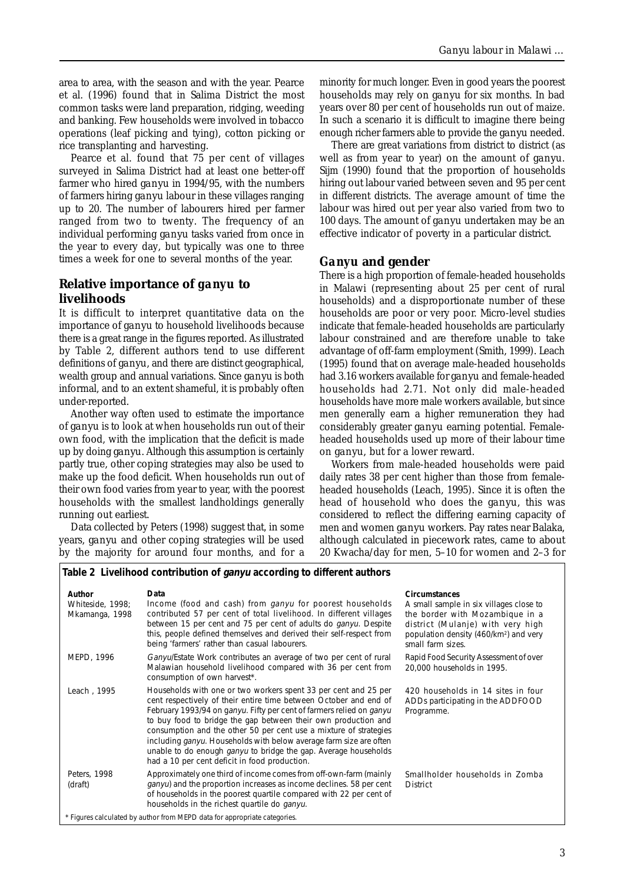area to area, with the season and with the year. Pearce et al. (1996) found that in Salima District the most common tasks were land preparation, ridging, weeding and banking. Few households were involved in tobacco operations (leaf picking and tying), cotton picking or rice transplanting and harvesting.

Pearce et al. found that 75 per cent of villages surveyed in Salima District had at least one better-off farmer who hired *ganyu* in 1994/95, with the numbers of farmers hiring *ganyu* labour in these villages ranging up to 20. The number of labourers hired per farmer ranged from two to twenty. The frequency of an individual performing *ganyu* tasks varied from once in the year to every day, but typically was one to three times a week for one to several months of the year.

## Relative importance of *ganyu* to livelihoods

It is difficult to interpret quantitative data on the importance of *ganyu* to household livelihoods because there is a great range in the figures reported. As illustrated by Table 2, different authors tend to use different definitions of *ganyu*, and there are distinct geographical, wealth group and annual variations. Since *ganyu* is both informal, and to an extent shameful, it is probably often under-reported.

Another way often used to estimate the importance of *ganyu* is to look at when households run out of their own food, with the implication that the deficit is made up by doing *ganyu*. Although this assumption is certainly partly true, other coping strategies may also be used to make up the food deficit. When households run out of their own food varies from year to year, with the poorest households with the smallest landholdings generally running out earliest.

Data collected by Peters (1998) suggest that, in some years, *ganyu* and other coping strategies will be used by the majority for around four months, and for a minority for much longer. Even in good years the poorest households may rely on *ganyu* for six months. In bad years over 80 per cent of households run out of maize. In such a scenario it is difficult to imagine there being enough richer farmers able to provide the *ganyu* needed.

There are great variations from district to district (as well as from year to year) on the amount of *ganyu*. Sijm (1990) found that the proportion of households hiring out labour varied between seven and 95 per cent in different districts. The average amount of time the labour was hired out per year also varied from two to 100 days. The amount of *ganyu* undertaken may be an effective indicator of poverty in a particular district.

## *Ganyu* and gender

There is a high proportion of female-headed households in Malawi (representing about 25 per cent of rural households) and a disproportionate number of these households are poor or very poor. Micro-level studies indicate that female-headed households are particularly labour constrained and are therefore unable to take advantage of off-farm employment (Smith, 1999). Leach (1995) found that on average male-headed households had 3.16 workers available for *ganyu* and female-headed households had 2.71. Not only did male-headed households have more male workers available, but since men generally earn a higher remuneration they had considerably greater *ganyu* earning potential. Female-headed households used up more of their labour time on *ganyu*, but for a lower reward.

Workers from male-headed households were paid daily rates 38 per cent higher than those from female-headed households (Leach, 1995). Since it is often the head of household who does the *ganyu*, this was considered to reflect the differing earning capacity of men and women *ganyu* workers. Pay rates near Balaka, although calculated in piecework rates, came to about 20 Kwacha/day for men, 5–10 for women and 2–3 for

**Table 2 Livelihood contribution of *ganyu* according to different authors**

| Author | Data | Circumstances |
|---|---|---|
| Whiteside, 1998; Mkamanga, 1998 | Income (food and cash) from *ganyu* for poorest households contributed 57 per cent of total livelihood. In different villages between 15 per cent and 75 per cent of adults do *ganyu*. Despite this, people defined themselves and derived their self-respect from being 'farmers' rather than casual labourers. | A small sample in six villages close to the border with Mozambique in a district (Mulanje) with very high population density (460/km²) and very small farm sizes. |
| MEPD, 1996 | *Ganyu*/Estate Work contributes an average of two per cent of rural Malawian household livelihood compared with 36 per cent from consumption of own harvest*. | Rapid Food Security Assessment of over 20,000 households in 1995. |
| Leach , 1995 | Households with one or two workers spent 33 per cent and 25 per cent respectively of their entire time between October and end of February 1993/94 on *ganyu*. Fifty per cent of farmers relied on *ganyu* to buy food to bridge the gap between their own production and consumption and the other 50 per cent use a mixture of strategies including *ganyu*. Households with below average farm size are often unable to do enough *ganyu* to bridge the gap. Average households had a 10 per cent deficit in food production. | 420 households in 14 sites in four ADDs participating in the ADDFOOD Programme. |
| Peters, 1998 (draft) | Approximately one third of income comes from off-own-farm (mainly *ganyu*) and the proportion increases as income declines. 58 per cent of households in the poorest quartile compared with 22 per cent of households in the richest quartile do *ganyu*. | Smallholder households in Zomba District |

\* Figures calculated by author from MEPD data for appropriate categories.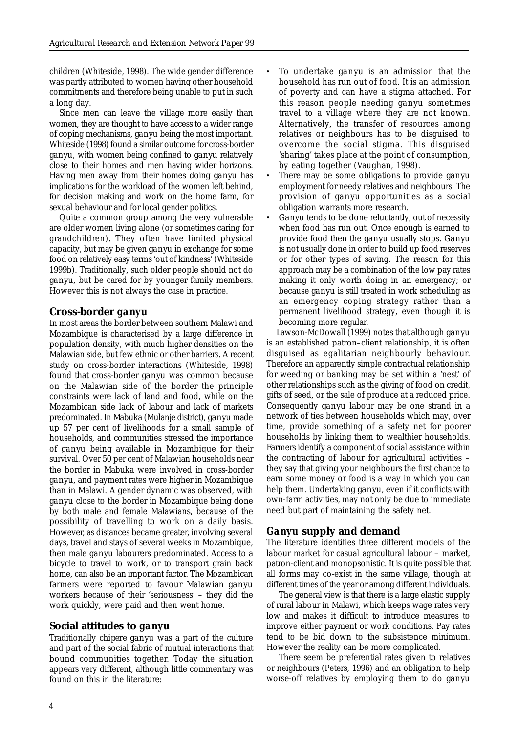children (Whiteside, 1998). The wide gender difference was partly attributed to women having other household commitments and therefore being unable to put in such a long day.

Since men can leave the village more easily than women, they are thought to have access to a wider range of coping mechanisms, *ganyu* being the most important. Whiteside (1998) found a similar outcome for cross-border *ganyu*, with women being confined to *ganyu* relatively close to their homes and men having wider horizons. Having men away from their homes doing *ganyu* has implications for the workload of the women left behind, for decision making and work on the home farm, for sexual behaviour and for local gender politics.

Quite a common group among the very vulnerable are older women living alone (or sometimes caring for grandchildren). They often have limited physical capacity, but may be given *ganyu* in exchange for some food on relatively easy terms 'out of kindness' (Whiteside 1999b). Traditionally, such older people should not do *ganyu*, but be cared for by younger family members. However this is not always the case in practice.

## Cross-border *ganyu*

In most areas the border between southern Malawi and Mozambique is characterised by a large difference in population density, with much higher densities on the Malawian side, but few ethnic or other barriers. A recent study on cross-border interactions (Whiteside, 1998) found that cross-border *ganyu* was common because on the Malawian side of the border the principle constraints were lack of land and food, while on the Mozambican side lack of labour and lack of markets predominated. In Mabuka (Mulanje district), *ganyu* made up 57 per cent of livelihoods for a small sample of households, and communities stressed the importance of *ganyu* being available in Mozambique for their survival. Over 50 per cent of Malawian households near the border in Mabuka were involved in cross-border *ganyu*, and payment rates were higher in Mozambique than in Malawi. A gender dynamic was observed, with *ganyu* close to the border in Mozambique being done by both male and female Malawians, because of the possibility of travelling to work on a daily basis. However, as distances became greater, involving several days, travel and stays of several weeks in Mozambique, then male *ganyu* labourers predominated. Access to a bicycle to travel to work, or to transport grain back home, can also be an important factor. The Mozambican farmers were reported to favour Malawian *ganyu* workers because of their 'seriousness' – they did the work quickly, were paid and then went home.

## Social attitudes to *ganyu*

Traditionally *chipere ganyu* was a part of the culture and part of the social fabric of mutual interactions that bound communities together. Today the situation appears very different, although little commentary was found on this in the literature:

- To undertake *ganyu* is an admission that the household has run out of food. It is an admission of poverty and can have a stigma attached. For this reason people needing *ganyu* sometimes travel to a village where they are not known. Alternatively, the transfer of resources among relatives or neighbours has to be disguised to overcome the social stigma. This disguised 'sharing' takes place at the point of consumption, by eating together (Vaughan, 1998).
- There may be some obligations to provide *ganyu* employment for needy relatives and neighbours. The provision of *ganyu* opportunities as a social obligation warrants more research.
- *Ganyu* tends to be done reluctantly, out of necessity when food has run out. Once enough is earned to provide food then the *ganyu* usually stops. *Ganyu* is not usually done in order to build up food reserves or for other types of saving. The reason for this approach may be a combination of the low pay rates making it only worth doing in an emergency; or because *ganyu* is still treated in work scheduling as an emergency coping strategy rather than a permanent livelihood strategy, even though it is becoming more regular.

Lawson-McDowall (1999) notes that although *ganyu* is an established patron–client relationship, it is often disguised as egalitarian neighbourly behaviour. Therefore an apparently simple contractual relationship for weeding or banking may be set within a 'nest' of other relationships such as the giving of food on credit, gifts of seed, or the sale of produce at a reduced price. Consequently *ganyu* labour may be one strand in a network of ties between households which may, over time, provide something of a safety net for poorer households by linking them to wealthier households. Farmers identify a component of social assistance within the contracting of labour for agricultural activities – they say that giving your neighbours the first chance to earn some money or food is a way in which you can help them. Undertaking *ganyu*, even if it conflicts with own-farm activities, may not only be due to immediate need but part of maintaining the safety net.

## *Ganyu* supply and demand

The literature identifies three different models of the labour market for casual agricultural labour – market, patron-client and monopsonistic. It is quite possible that all forms may co-exist in the same village, though at different times of the year or among different individuals.

The general view is that there is a large elastic supply of rural labour in Malawi, which keeps wage rates very low and makes it difficult to introduce measures to improve either payment or work conditions. Pay rates tend to be bid down to the subsistence minimum. However the reality can be more complicated.

There seem be preferential rates given to relatives or neighbours (Peters, 1996) and an obligation to help worse-off relatives by employing them to do *ganyu*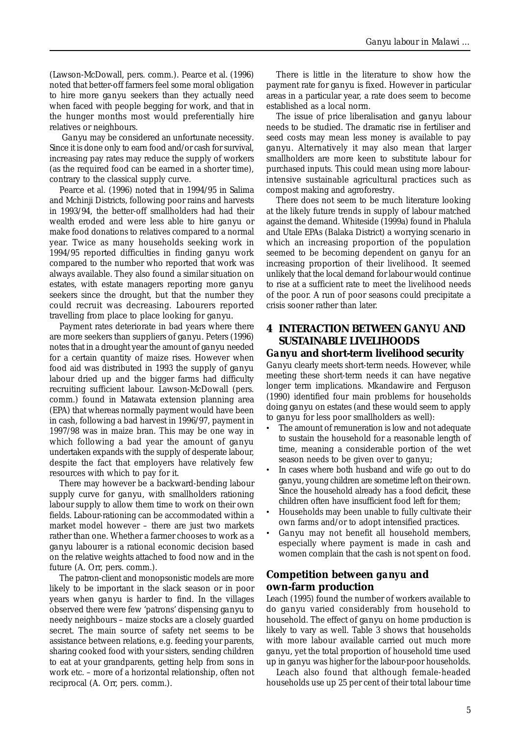(Lawson-McDowall, pers. comm.). Pearce et al. (1996) noted that better-off farmers feel some moral obligation to hire more *ganyu* seekers than they actually need when faced with people begging for work, and that in the hunger months most would preferentially hire relatives or neighbours.

*Ganyu* may be considered an unfortunate necessity. Since it is done only to earn food and/or cash for survival, increasing pay rates may reduce the supply of workers (as the required food can be earned in a shorter time), contrary to the classical supply curve.

Pearce et al. (1996) noted that in 1994/95 in Salima and Mchinji Districts, following poor rains and harvests in 1993/94, the better-off smallholders had had their wealth eroded and were less able to hire *ganyu* or make food donations to relatives compared to a normal year. Twice as many households seeking work in 1994/95 reported difficulties in finding *ganyu* work compared to the number who reported that work was always available. They also found a similar situation on estates, with estate managers reporting more *ganyu* seekers since the drought, but that the number they could recruit was decreasing. Labourers reported travelling from place to place looking for *ganyu*.

Payment rates deteriorate in bad years where there are more seekers than suppliers of *ganyu*. Peters (1996) notes that in a drought year the amount of *ganyu* needed for a certain quantity of maize rises. However when food aid was distributed in 1993 the supply of *ganyu* labour dried up and the bigger farms had difficulty recruiting sufficient labour. Lawson-McDowall (pers. comm.) found in Matawata extension planning area (EPA) that whereas normally payment would have been in cash, following a bad harvest in 1996/97, payment in 1997/98 was in maize bran. This may be one way in which following a bad year the amount of *ganyu* undertaken expands with the supply of desperate labour, despite the fact that employers have relatively few resources with which to pay for it.

There may however be a backward-bending labour supply curve for *ganyu*, with smallholders rationing labour supply to allow them time to work on their own fields. Labour-rationing can be accommodated within a market model however – there are just two markets rather than one. Whether a farmer chooses to work as a *ganyu* labourer is a rational economic decision based on the relative weights attached to food now and in the future (A. Orr, pers. comm.).

The patron-client and monopsonistic models are more likely to be important in the slack season or in poor years when *ganyu* is harder to find. In the villages observed there were few 'patrons' dispensing *ganyu* to needy neighbours – maize stocks are a closely guarded secret. The main source of safety net seems to be assistance between relations, e.g. feeding your parents, sharing cooked food with your sisters, sending children to eat at your grandparents, getting help from sons in work etc. – more of a horizontal relationship, often not reciprocal (A. Orr, pers. comm.).

There is little in the literature to show how the payment rate for *ganyu* is fixed. However in particular areas in a particular year, a rate does seem to become established as a local norm.

The issue of price liberalisation and *ganyu* labour needs to be studied. The dramatic rise in fertiliser and seed costs may mean less money is available to pay *ganyu*. Alternatively it may also mean that larger smallholders are more keen to substitute labour for purchased inputs. This could mean using more labour-intensive sustainable agricultural practices such as compost making and agroforestry.

There does not seem to be much literature looking at the likely future trends in supply of labour matched against the demand. Whiteside (1999a) found in Phalula and Utale EPAs (Balaka District) a worrying scenario in which an increasing proportion of the population seemed to be becoming dependent on *ganyu* for an increasing proportion of their livelihood. It seemed unlikely that the local demand for labour would continue to rise at a sufficient rate to meet the livelihood needs of the poor. A run of poor seasons could precipitate a crisis sooner rather than later.

## 4 INTERACTION BETWEEN GANYU AND SUSTAINABLE LIVELIHOODS

### *Ganyu* and short-term livelihood security

*Ganyu* clearly meets short-term needs. However, while meeting these short-term needs it can have negative longer term implications. Mkandawire and Ferguson (1990) identified four main problems for households doing *ganyu* on estates (and these would seem to apply to *ganyu* for less poor smallholders as well):

- The amount of remuneration is low and not adequate to sustain the household for a reasonable length of time, meaning a considerable portion of the wet season needs to be given over to *ganyu*;
- In cases where both husband and wife go out to do *ganyu*, young children are sometime left on their own. Since the household already has a food deficit, these children often have insufficient food left for them;
- Households may been unable to fully cultivate their own farms and/or to adopt intensified practices.
- *Ganyu* may not benefit all household members, especially where payment is made in cash and women complain that the cash is not spent on food.

### Competition between *ganyu* and own-farm production

Leach (1995) found the number of workers available to do *ganyu* varied considerably from household to household. The effect of *ganyu* on home production is likely to vary as well. Table 3 shows that households with more labour available carried out much more *ganyu*, yet the total proportion of household time used up in *ganyu* was higher for the labour-poor households.

Leach also found that although female-headed households use up 25 per cent of their total labour time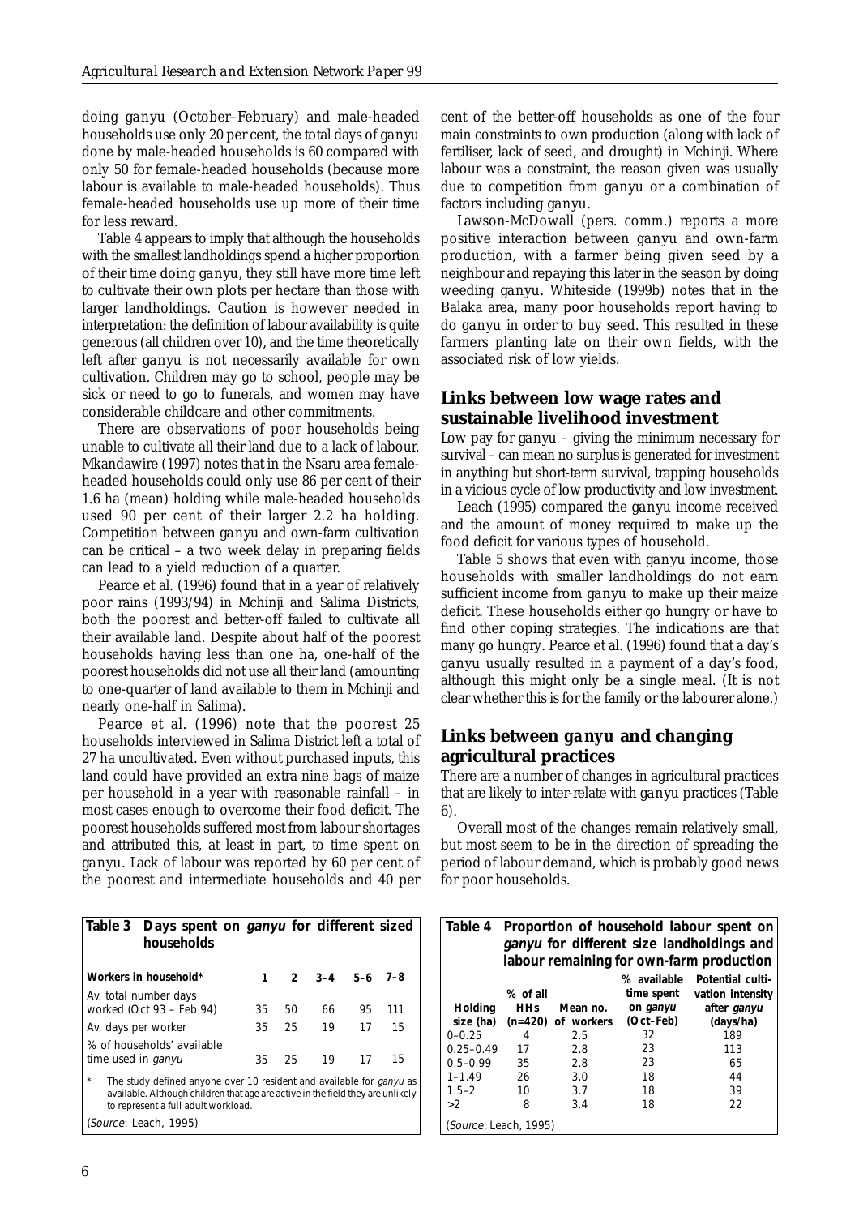doing *ganyu* (October–February) and male-headed households use only 20 per cent, the total days of *ganyu* done by male-headed households is 60 compared with only 50 for female-headed households (because more labour is available to male-headed households). Thus female-headed households use up more of their time for less reward.

Table 4 appears to imply that although the households with the smallest landholdings spend a higher proportion of their time doing *ganyu*, they still have more time left to cultivate their own plots per hectare than those with larger landholdings. Caution is however needed in interpretation: the definition of labour availability is quite generous (all children over 10), and the time theoretically left after *ganyu* is not necessarily available for own cultivation. Children may go to school, people may be sick or need to go to funerals, and women may have considerable childcare and other commitments.

There are observations of poor households being unable to cultivate all their land due to a lack of labour. Mkandawire (1997) notes that in the Nsaru area female-headed households could only use 86 per cent of their 1.6 ha (mean) holding while male-headed households used 90 per cent of their larger 2.2 ha holding. Competition between *ganyu* and own-farm cultivation can be critical – a two week delay in preparing fields can lead to a yield reduction of a quarter.

Pearce et al. (1996) found that in a year of relatively poor rains (1993/94) in Mchinji and Salima Districts, both the poorest and better-off failed to cultivate all their available land. Despite about half of the poorest households having less than one ha, one-half of the poorest households did not use all their land (amounting to one-quarter of land available to them in Mchinji and nearly one-half in Salima).

Pearce et al. (1996) note that the poorest 25 households interviewed in Salima District left a total of 27 ha uncultivated. Even without purchased inputs, this land could have provided an extra nine bags of maize per household in a year with reasonable rainfall – in most cases enough to overcome their food deficit. The poorest households suffered most from labour shortages and attributed this, at least in part, to time spent on *ganyu*. Lack of labour was reported by 60 per cent of the poorest and intermediate households and 40 per cent of the better-off households as one of the four main constraints to own production (along with lack of fertiliser, lack of seed, and drought) in Mchinji. Where labour was a constraint, the reason given was usually due to competition from *ganyu* or a combination of factors including *ganyu*.

Lawson-McDowall (pers. comm.) reports a more positive interaction between *ganyu* and own-farm production, with a farmer being given seed by a neighbour and repaying this later in the season by doing weeding *ganyu*. Whiteside (1999b) notes that in the Balaka area, many poor households report having to do *ganyu* in order to buy seed. This resulted in these farmers planting late on their own fields, with the associated risk of low yields.

## Links between low wage rates and sustainable livelihood investment

Low pay for *ganyu* – giving the minimum necessary for survival – can mean no surplus is generated for investment in anything but short-term survival, trapping households in a vicious cycle of low productivity and low investment.

Leach (1995) compared the *ganyu* income received and the amount of money required to make up the food deficit for various types of household.

Table 5 shows that even with *ganyu* income, those households with smaller landholdings do not earn sufficient income from *ganyu* to make up their maize deficit. These households either go hungry or have to find other coping strategies. The indications are that many go hungry. Pearce et al. (1996) found that a day's *ganyu* usually resulted in a payment of a day's food, although this might only be a single meal. (It is not clear whether this is for the family or the labourer alone.)

## Links between *ganyu* and changing agricultural practices

There are a number of changes in agricultural practices that are likely to inter-relate with *ganyu* practices (Table 6).

Overall most of the changes remain relatively small, but most seem to be in the direction of spreading the period of labour demand, which is probably good news for poor households.

**Table 3 Days spent on *ganyu* for different sized households**

| Workers in household* | 1 | 2 | 3–4 | 5–6 | 7–8 |
|---|---|---|---|---|---|
| Av. total number days worked (Oct 93 – Feb 94) | 35 | 50 | 66 | 95 | 111 |
| Av. days per worker | 35 | 25 | 19 | 17 | 15 |
| % of households' available time used in *ganyu* | 35 | 25 | 19 | 17 | 15 |

\* The study defined anyone over 10 resident and available for *ganyu* as available. Although children that age are active in the field they are unlikely to represent a full adult workload.

(*Source*: Leach, 1995)

**Table 4 Proportion of household labour spent on *ganyu* for different size landholdings and labour remaining for own-farm production**

| Holding size (ha) | % of all HHs (n=420) | Mean no. of workers | % available time spent on *ganyu* (Oct–Feb) | Potential cultivation intensity after *ganyu* (days/ha) |
|---|---|---|---|---|
| 0–0.25 | 4 | 2.5 | 32 | 189 |
| 0.25–0.49 | 17 | 2.8 | 23 | 113 |
| 0.5–0.99 | 35 | 2.8 | 23 | 65 |
| 1–1.49 | 26 | 3.0 | 18 | 44 |
| 1.5–2 | 10 | 3.7 | 18 | 39 |
| >2 | 8 | 3.4 | 18 | 22 |

(*Source*: Leach, 1995)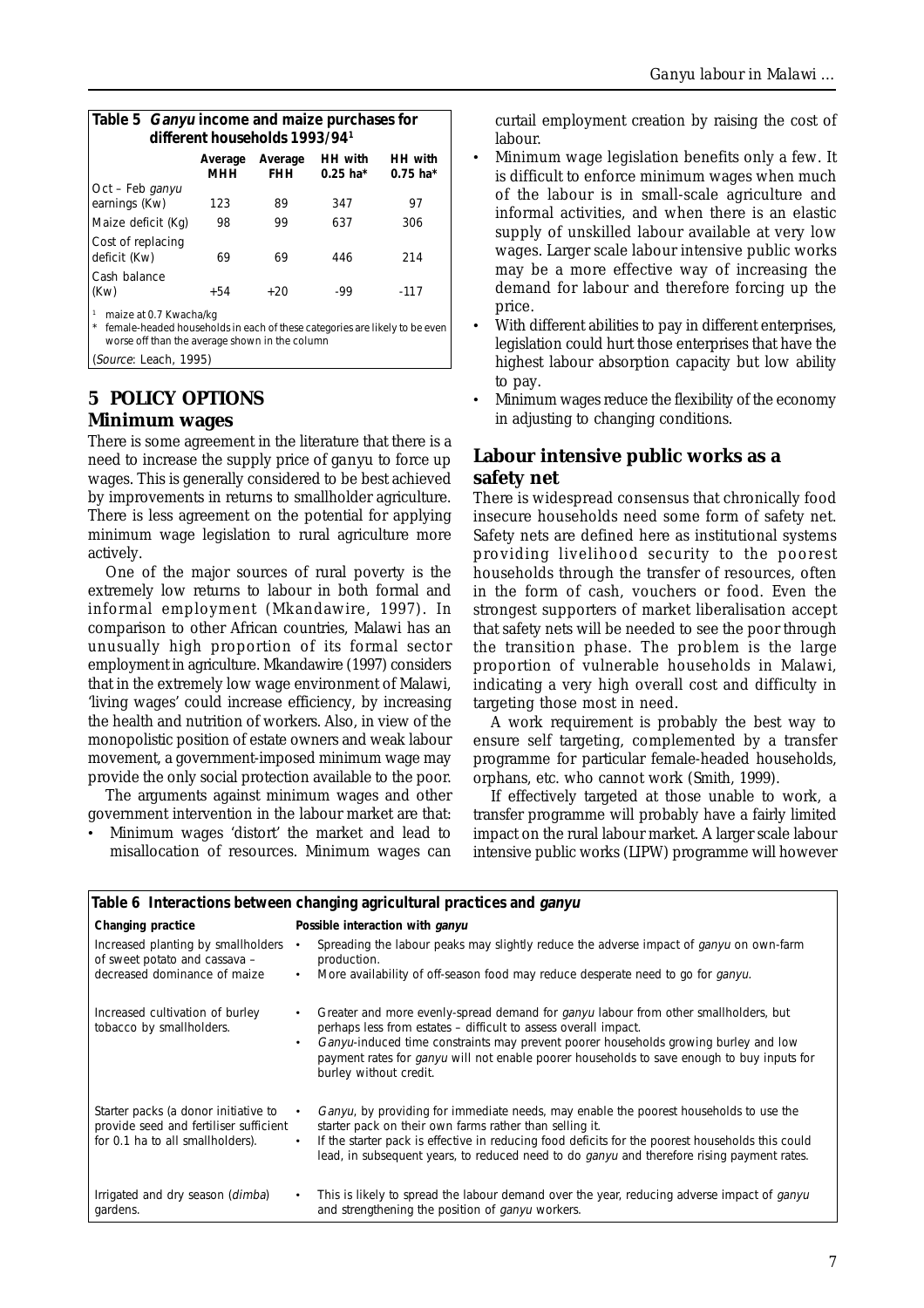**Table 5 *Ganyu* income and maize purchases for different households 1993/94[1]**

| | Average MHH | Average FHH | HH with 0.25 ha* | HH with 0.75 ha* |
|---|---|---|---|---|
| Oct – Feb *ganyu* earnings (Kw) | 123 | 89 | 347 | 97 |
| Maize deficit (Kg) | 98 | 99 | 637 | 306 |
| Cost of replacing deficit (Kw) | 69 | 69 | 446 | 214 |
| Cash balance (Kw) | +54 | +20 | -99 | -117 |

[1] maize at 0.7 Kwacha/kg

\* female-headed households in each of these categories are likely to be even worse off than the average shown in the column

(*Source*: Leach, 1995)

## 5 POLICY OPTIONS

### Minimum wages

There is some agreement in the literature that there is a need to increase the supply price of *ganyu* to force up wages. This is generally considered to be best achieved by improvements in returns to smallholder agriculture. There is less agreement on the potential for applying minimum wage legislation to rural agriculture more actively.

One of the major sources of rural poverty is the extremely low returns to labour in both formal and informal employment (Mkandawire, 1997). In comparison to other African countries, Malawi has an unusually high proportion of its formal sector employment in agriculture. Mkandawire (1997) considers that in the extremely low wage environment of Malawi, 'living wages' could increase efficiency, by increasing the health and nutrition of workers. Also, in view of the monopolistic position of estate owners and weak labour movement, a government-imposed minimum wage may provide the only social protection available to the poor.

The arguments against minimum wages and other government intervention in the labour market are that:

- Minimum wages 'distort' the market and lead to misallocation of resources. Minimum wages can curtail employment creation by raising the cost of labour.
- Minimum wage legislation benefits only a few. It is difficult to enforce minimum wages when much of the labour is in small-scale agriculture and informal activities, and when there is an elastic supply of unskilled labour available at very low wages. Larger scale labour intensive public works may be a more effective way of increasing the demand for labour and therefore forcing up the price.
- With different abilities to pay in different enterprises, legislation could hurt those enterprises that have the highest labour absorption capacity but low ability to pay.
- Minimum wages reduce the flexibility of the economy in adjusting to changing conditions.

### Labour intensive public works as a safety net

There is widespread consensus that chronically food insecure households need some form of safety net. Safety nets are defined here as institutional systems providing livelihood security to the poorest households through the transfer of resources, often in the form of cash, vouchers or food. Even the strongest supporters of market liberalisation accept that safety nets will be needed to see the poor through the transition phase. The problem is the large proportion of vulnerable households in Malawi, indicating a very high overall cost and difficulty in targeting those most in need.

A work requirement is probably the best way to ensure self targeting, complemented by a transfer programme for particular female-headed households, orphans, etc. who cannot work (Smith, 1999).

If effectively targeted at those unable to work, a transfer programme will probably have a fairly limited impact on the rural labour market. A larger scale labour intensive public works (LIPW) programme will however

**Table 6 Interactions between changing agricultural practices and *ganyu***

| Changing practice | Possible interaction with *ganyu* |
|---|---|
| Increased planting by smallholders of sweet potato and cassava – decreased dominance of maize | • Spreading the labour peaks may slightly reduce the adverse impact of *ganyu* on own-farm production.<br>• More availability of off-season food may reduce desperate need to go for *ganyu*. |
| Increased cultivation of burley tobacco by smallholders. | • Greater and more evenly-spread demand for *ganyu* labour from other smallholders, but perhaps less from estates – difficult to assess overall impact.<br>• *Ganyu*-induced time constraints may prevent poorer households growing burley and low payment rates for *ganyu* will not enable poorer households to save enough to buy inputs for burley without credit. |
| Starter packs (a donor initiative to provide seed and fertiliser sufficient for 0.1 ha to all smallholders). | • *Ganyu*, by providing for immediate needs, may enable the poorest households to use the starter pack on their own farms rather than selling it.<br>• If the starter pack is effective in reducing food deficits for the poorest households this could lead, in subsequent years, to reduced need to do *ganyu* and therefore rising payment rates. |
| Irrigated and dry season (*dimba*) gardens. | • This is likely to spread the labour demand over the year, reducing adverse impact of *ganyu* and strengthening the position of *ganyu* workers. |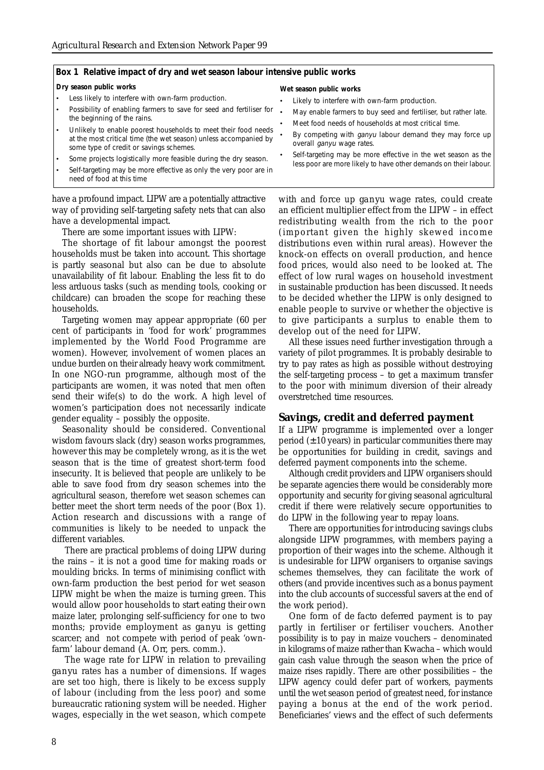**Box 1 Relative impact of dry and wet season labour intensive public works**

**Dry season public works**

- Less likely to interfere with own-farm production.
- Possibility of enabling farmers to save for seed and fertiliser for the beginning of the rains.
- Unlikely to enable poorest households to meet their food needs at the most critical time (the wet season) unless accompanied by some type of credit or savings schemes.
- Some projects logistically more feasible during the dry season.
- Self-targeting may be more effective as only the very poor are in need of food at this time

**Wet season public works**

- Likely to interfere with own-farm production.
- May enable farmers to buy seed and fertiliser, but rather late.
- Meet food needs of households at most critical time.
- By competing with *ganyu* labour demand they may force up overall *ganyu* wage rates.
- Self-targeting may be more effective in the wet season as the less poor are more likely to have other demands on their labour.

have a profound impact. LIPW are a potentially attractive way of providing self-targeting safety nets that can also have a developmental impact.

There are some important issues with LIPW:

The shortage of fit labour amongst the poorest households must be taken into account. This shortage is partly seasonal but also can be due to absolute unavailability of fit labour. Enabling the less fit to do less arduous tasks (such as mending tools, cooking or childcare) can broaden the scope for reaching these households.

Targeting women may appear appropriate (60 per cent of participants in 'food for work' programmes implemented by the World Food Programme are women). However, involvement of women places an undue burden on their already heavy work commitment. In one NGO-run programme, although most of the participants are women, it was noted that men often send their wife(s) to do the work. A high level of women's participation does not necessarily indicate gender equality – possibly the opposite.

Seasonality should be considered. Conventional wisdom favours slack (dry) season works programmes, however this may be completely wrong, as it is the wet season that is the time of greatest short-term food insecurity. It is believed that people are unlikely to be able to save food from dry season schemes into the agricultural season, therefore wet season schemes can better meet the short term needs of the poor (Box 1). Action research and discussions with a range of communities is likely to be needed to unpack the different variables.

There are practical problems of doing LIPW during the rains – it is not a good time for making roads or moulding bricks. In terms of minimising conflict with own-farm production the best period for wet season LIPW might be when the maize is turning green. This would allow poor households to start eating their own maize later, prolonging self-sufficiency for one to two months; provide employment as *ganyu* is getting scarcer; and not compete with period of peak 'own-farm' labour demand (A. Orr, pers. comm.).

The wage rate for LIPW in relation to prevailing *ganyu* rates has a number of dimensions. If wages are set too high, there is likely to be excess supply of labour (including from the less poor) and some bureaucratic rationing system will be needed. Higher wages, especially in the wet season, which compete with and force up *ganyu* wage rates, could create an efficient multiplier effect from the LIPW – in effect redistributing wealth from the rich to the poor (important given the highly skewed income distributions even within rural areas). However the knock-on effects on overall production, and hence food prices, would also need to be looked at. The effect of low rural wages on household investment in sustainable production has been discussed. It needs to be decided whether the LIPW is only designed to enable people to survive or whether the objective is to give participants a surplus to enable them to develop out of the need for LIPW.

All these issues need further investigation through a variety of pilot programmes. It is probably desirable to try to pay rates as high as possible without destroying the self-targeting process – to get a maximum transfer to the poor with minimum diversion of their already overstretched time resources.

## Savings, credit and deferred payment

If a LIPW programme is implemented over a longer period (±10 years) in particular communities there may be opportunities for building in credit, savings and deferred payment components into the scheme.

Although credit providers and LIPW organisers should be separate agencies there would be considerably more opportunity and security for giving seasonal agricultural credit if there were relatively secure opportunities to do LIPW in the following year to repay loans.

There are opportunities for introducing savings clubs alongside LIPW programmes, with members paying a proportion of their wages into the scheme. Although it is undesirable for LIPW organisers to organise savings schemes themselves, they can facilitate the work of others (and provide incentives such as a bonus payment into the club accounts of successful savers at the end of the work period).

One form of de facto deferred payment is to pay partly in fertiliser or fertiliser vouchers. Another possibility is to pay in maize vouchers – denominated in kilograms of maize rather than Kwacha – which would gain cash value through the season when the price of maize rises rapidly. There are other possibilities – the LIPW agency could defer part of workers, payments until the wet season period of greatest need, for instance paying a bonus at the end of the work period. Beneficiaries' views and the effect of such deferments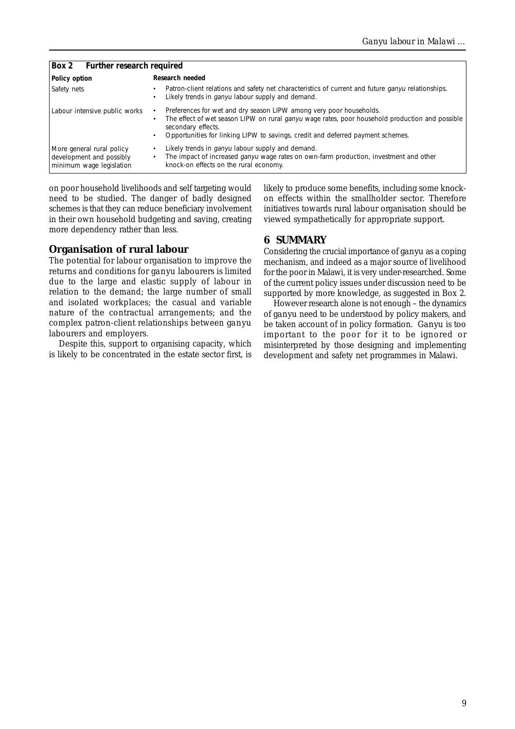**Box 2 Further research required**

| Policy option | Research needed |
| --- | --- |
| Safety nets | • Patron-client relations and safety net characteristics of current and future *ganyu* relationships.<br>• Likely trends in *ganyu* labour supply and demand. |
| Labour intensive public works | • Preferences for wet and dry season LIPW among very poor households.<br>• The effect of wet season LIPW on rural *ganyu* wage rates, poor household production and possible secondary effects.<br>• Opportunities for linking LIPW to savings, credit and deferred payment schemes. |
| More general rural policy development and possibly minimum wage legislation | • Likely trends in *ganyu* labour supply and demand.<br>• The impact of increased *ganyu* wage rates on own-farm production, investment and other knock-on effects on the rural economy. |

on poor household livelihoods and self targeting would need to be studied. The danger of badly designed schemes is that they can reduce beneficiary involvement in their own household budgeting and saving, creating more dependency rather than less.

### Organisation of rural labour

The potential for labour organisation to improve the returns and conditions for *ganyu* labourers is limited due to the large and elastic supply of labour in relation to the demand; the large number of small and isolated workplaces; the casual and variable nature of the contractual arrangements; and the complex patron-client relationships between *ganyu* labourers and employers.

Despite this, support to organising capacity, which is likely to be concentrated in the estate sector first, is likely to produce some benefits, including some knock-on effects within the smallholder sector. Therefore initiatives towards rural labour organisation should be viewed sympathetically for appropriate support.

## 6 SUMMARY

Considering the crucial importance of *ganyu* as a coping mechanism, and indeed as a major source of livelihood for the poor in Malawi, it is very under-researched. Some of the current policy issues under discussion need to be supported by more knowledge, as suggested in Box 2.

However research alone is not enough – the dynamics of *ganyu* need to be understood by policy makers, and be taken account of in policy formation. *Ganyu* is too important to the poor for it to be ignored or misinterpreted by those designing and implementing development and safety net programmes in Malawi.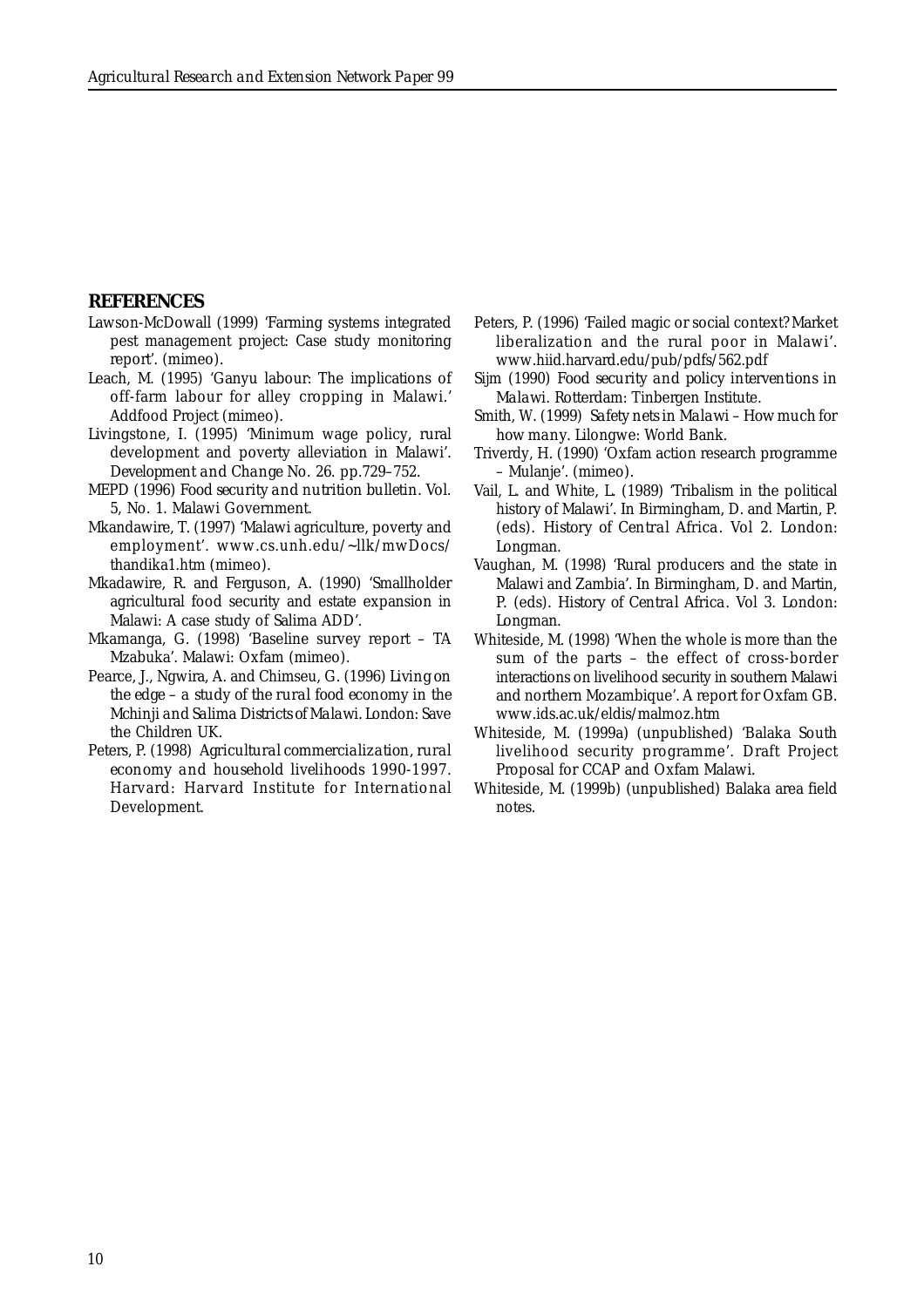## REFERENCES

Lawson-McDowall (1999) 'Farming systems integrated pest management project: Case study monitoring report'. (mimeo).

Leach, M. (1995) 'Ganyu labour: The implications of off-farm labour for alley cropping in Malawi.' Addfood Project (mimeo).

Livingstone, I. (1995) 'Minimum wage policy, rural development and poverty alleviation in Malawi'. *Development and Change* No. 26. pp.729–752.

MEPD (1996) *Food security and nutrition bulletin*. Vol. 5, No. 1. Malawi Government.

Mkandawire, T. (1997) 'Malawi agriculture, poverty and employment'. www.cs.unh.edu/~llk/mwDocs/thandika1.htm (mimeo).

Mkadawire, R. and Ferguson, A. (1990) 'Smallholder agricultural food security and estate expansion in Malawi: A case study of Salima ADD'.

Mkamanga, G. (1998) 'Baseline survey report – TA Mzabuka'. Malawi: Oxfam (mimeo).

Pearce, J., Ngwira, A. and Chimseu, G. (1996) *Living on the edge – a study of the rural food economy in the Mchinji and Salima Districts of Malawi*. London: Save the Children UK.

Peters, P. (1998) *Agricultural commercialization, rural economy and household livelihoods 1990-1997*. Harvard: Harvard Institute for International Development.

Peters, P. (1996) 'Failed magic or social context? Market liberalization and the rural poor in Malawi'. www.hiid.harvard.edu/pub/pdfs/562.pdf

Sijm (1990) *Food security and policy interventions in Malawi*. Rotterdam: Tinbergen Institute.

Smith, W. (1999) *Safety nets in Malawi – How much for how many*. Lilongwe: World Bank.

Triverdy, H. (1990) 'Oxfam action research programme – Mulanje'. (mimeo).

Vail, L. and White, L. (1989) 'Tribalism in the political history of Malawi'. In Birmingham, D. and Martin, P. (eds). *History of Central Africa*. Vol 2. London: Longman.

Vaughan, M. (1998) 'Rural producers and the state in Malawi and Zambia'. In Birmingham, D. and Martin, P. (eds). *History of Central Africa*. Vol 3. London: Longman.

Whiteside, M. (1998) 'When the whole is more than the sum of the parts – the effect of cross-border interactions on livelihood security in southern Malawi and northern Mozambique'. A report for Oxfam GB. www.ids.ac.uk/eldis/malmoz.htm

Whiteside, M. (1999a) (unpublished) 'Balaka South livelihood security programme'. Draft Project Proposal for CCAP and Oxfam Malawi.

Whiteside, M. (1999b) (unpublished) Balaka area field notes.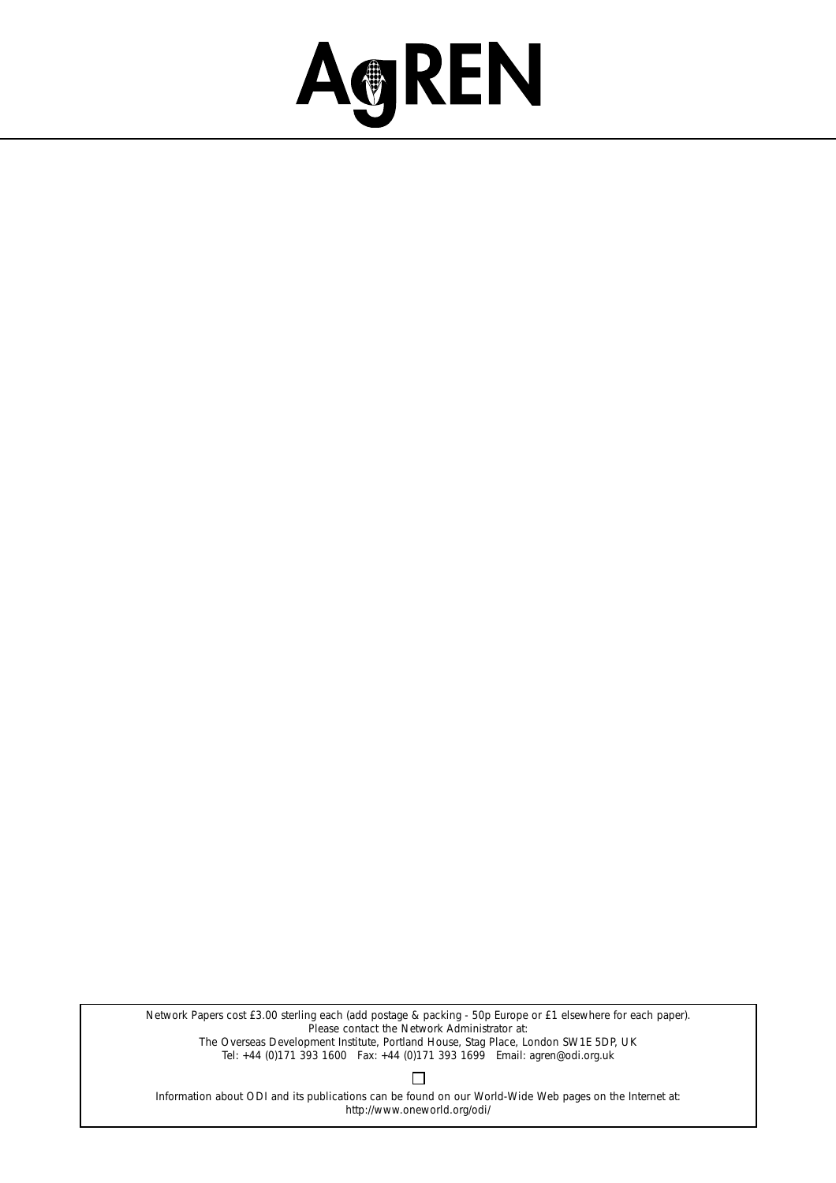# AgREN

Network Papers cost £3.00 sterling each (add postage & packing - 50p Europe or £1 elsewhere for each paper).
Please contact the Network Administrator at:
The Overseas Development Institute, Portland House, Stag Place, London SW1E 5DP, UK
Tel: +44 (0)171 393 1600 Fax: +44 (0)171 393 1699 Email: agren@odi.org.uk

Information about ODI and its publications can be found on our World-Wide Web pages on the Internet at:
http://www.oneworld.org/odi/